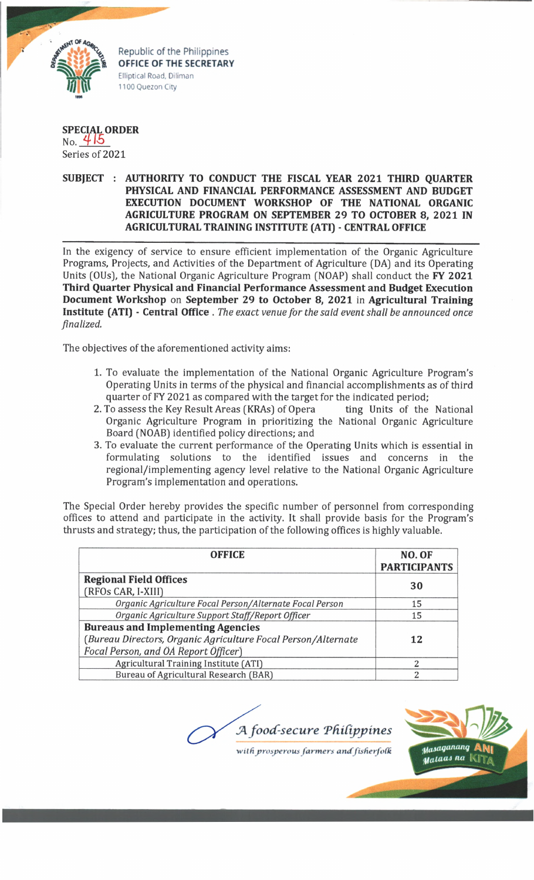Republic of the Philippines
**OFFICE OF THE SECRETARY**
Elliptical Road, Diliman
1100 Quezon City

**SPECIAL ORDER**
No. 415
Series of 2021

**SUBJECT : AUTHORITY TO CONDUCT THE FISCAL YEAR 2021 THIRD QUARTER PHYSICAL AND FINANCIAL PERFORMANCE ASSESSMENT AND BUDGET EXECUTION DOCUMENT WORKSHOP OF THE NATIONAL ORGANIC AGRICULTURE PROGRAM ON SEPTEMBER 29 TO OCTOBER 8, 2021 IN AGRICULTURAL TRAINING INSTITUTE (ATI) - CENTRAL OFFICE**

In the exigency of service to ensure efficient implementation of the Organic Agriculture Programs, Projects, and Activities of the Department of Agriculture (DA) and its Operating Units (OUs), the National Organic Agriculture Program (NOAP) shall conduct the **FY 2021 Third Quarter Physical and Financial Performance Assessment and Budget Execution Document Workshop** on **September 29 to October 8, 2021** in **Agricultural Training Institute (ATI) - Central Office** . *The exact venue for the said event shall be announced once finalized.*

The objectives of the aforementioned activity aims:

1. To evaluate the implementation of the National Organic Agriculture Program's Operating Units in terms of the physical and financial accomplishments as of third quarter of FY 2021 as compared with the target for the indicated period;
2. To assess the Key Result Areas (KRAs) of Operating Units of the National Organic Agriculture Program in prioritizing the National Organic Agriculture Board (NOAB) identified policy directions; and
3. To evaluate the current performance of the Operating Units which is essential in formulating solutions to the identified issues and concerns in the regional/implementing agency level relative to the National Organic Agriculture Program's implementation and operations.

The Special Order hereby provides the specific number of personnel from corresponding offices to attend and participate in the activity. It shall provide basis for the Program's thrusts and strategy; thus, the participation of the following offices is highly valuable.

| OFFICE | NO. OF PARTICIPANTS |
|---|---|
| **Regional Field Offices** (RFOs CAR, I-XIII) | **30** |
| *Organic Agriculture Focal Person/Alternate Focal Person* | 15 |
| *Organic Agriculture Support Staff/Report Officer* | 15 |
| **Bureaus and Implementing Agencies** (*Bureau Directors, Organic Agriculture Focal Person/Alternate Focal Person, and OA Report Officer*) | **12** |
| Agricultural Training Institute (ATI) | 2 |
| Bureau of Agricultural Research (BAR) | 2 |

*A food-secure Philippines*
*with prosperous farmers and fisherfolk*

Masaganang ANI Mataas na KITA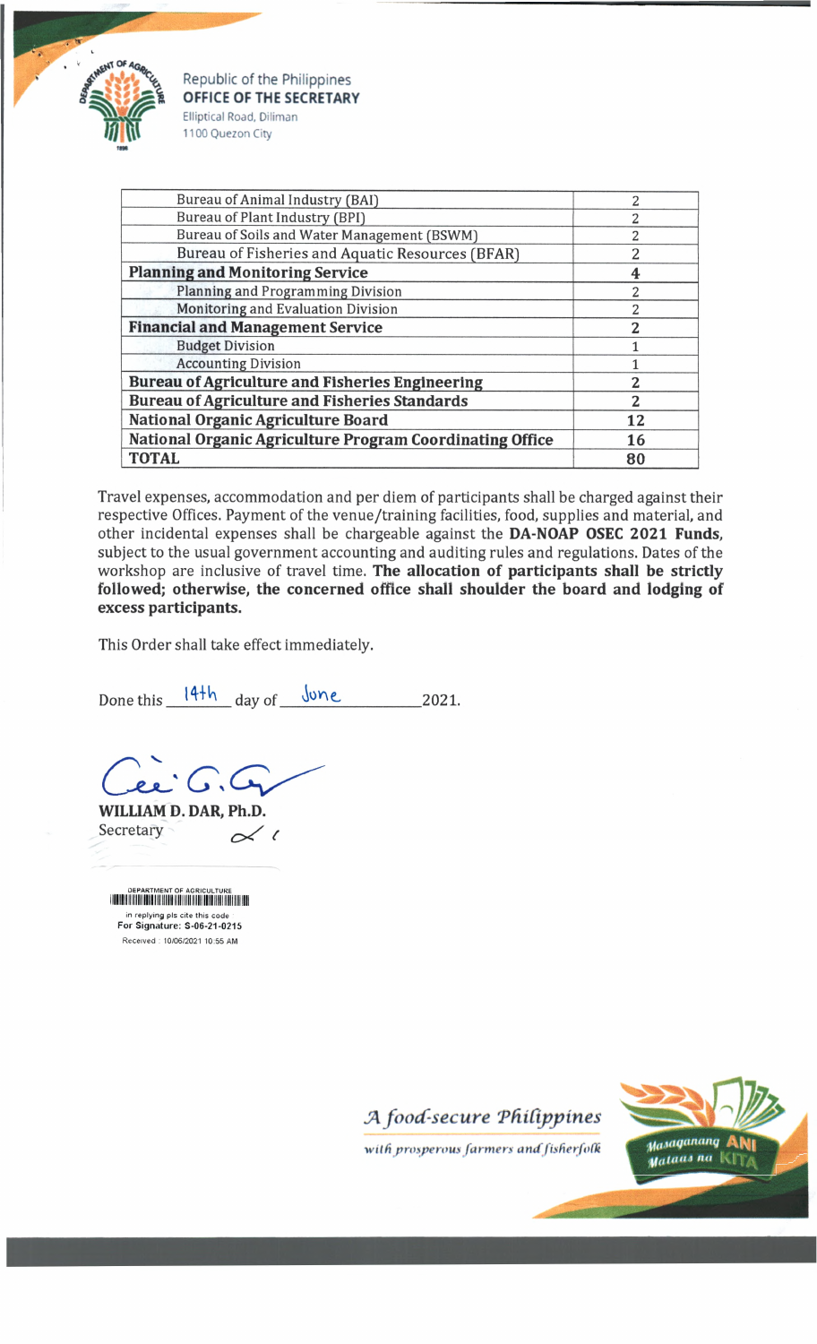Republic of the Philippines
**OFFICE OF THE SECRETARY**
Elliptical Road, Diliman
1100 Quezon City

| | |
|---|---|
| Bureau of Animal Industry (BAI) | 2 |
| Bureau of Plant Industry (BPI) | 2 |
| Bureau of Soils and Water Management (BSWM) | 2 |
| Bureau of Fisheries and Aquatic Resources (BFAR) | 2 |
| **Planning and Monitoring Service** | **4** |
| Planning and Programming Division | 2 |
| Monitoring and Evaluation Division | 2 |
| **Financial and Management Service** | **2** |
| Budget Division | 1 |
| Accounting Division | 1 |
| **Bureau of Agriculture and Fisheries Engineering** | **2** |
| **Bureau of Agriculture and Fisheries Standards** | **2** |
| **National Organic Agriculture Board** | **12** |
| **National Organic Agriculture Program Coordinating Office** | **16** |
| **TOTAL** | **80** |

Travel expenses, accommodation and per diem of participants shall be charged against their respective Offices. Payment of the venue/training facilities, food, supplies and material, and other incidental expenses shall be chargeable against the **DA-NOAP OSEC 2021 Funds**, subject to the usual government accounting and auditing rules and regulations. Dates of the workshop are inclusive of travel time. **The allocation of participants shall be strictly followed; otherwise, the concerned office shall shoulder the board and lodging of excess participants.**

This Order shall take effect immediately.

Done this 14th day of June 2021.

**WILLIAM D. DAR, Ph.D.**
Secretary

DEPARTMENT OF AGRICULTURE
in replying pls cite this code
For Signature: S-06-21-0215
Received : 10/06/2021 10:55 AM

*A food-secure Philippines*
*with prosperous farmers and fisherfolk*

Masaganang ANI Mataas na KITA